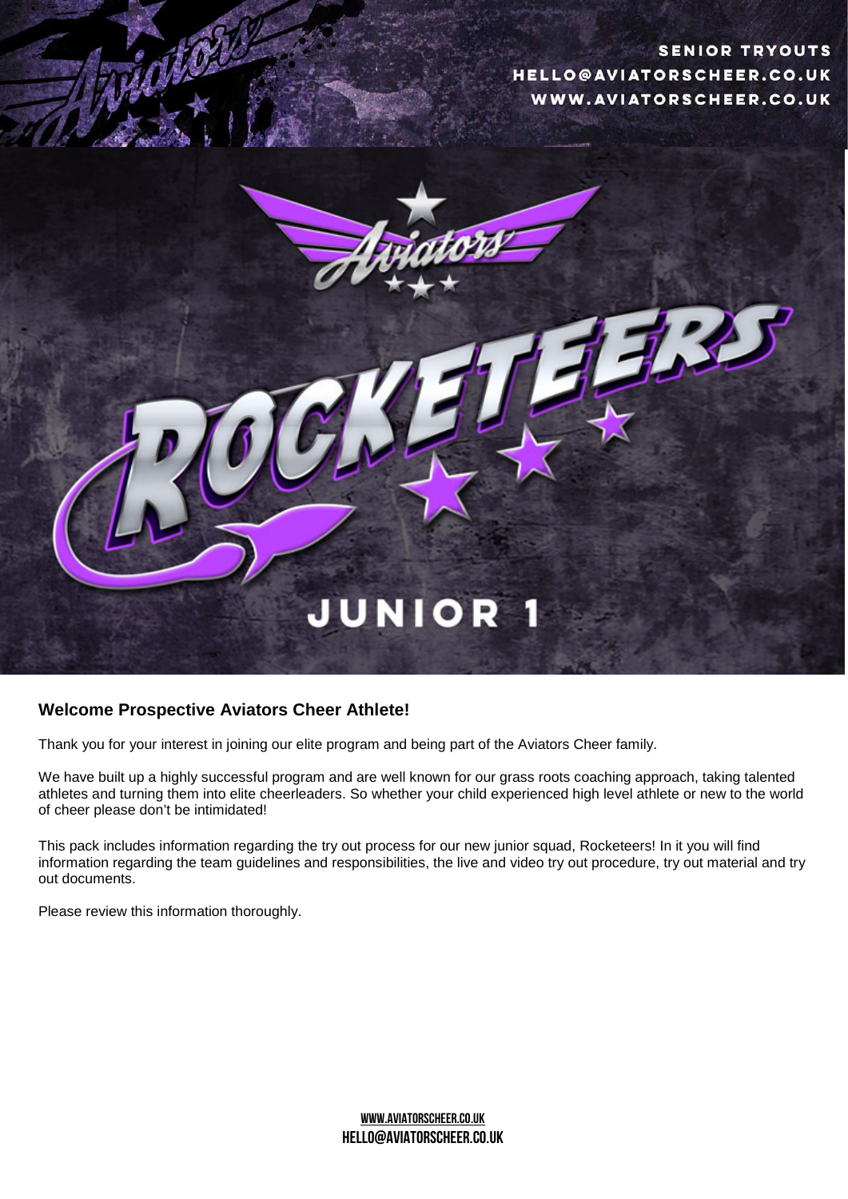SENIOR TRYOUTS
HELLO@AVIATORSCHEER.CO.UK
WWW.AVIATORSCHEER.CO.UK

# ROCKETEERS

## JUNIOR 1

### Welcome Prospective Aviators Cheer Athlete!

Thank you for your interest in joining our elite program and being part of the Aviators Cheer family.

We have built up a highly successful program and are well known for our grass roots coaching approach, taking talented athletes and turning them into elite cheerleaders. So whether your child experienced high level athlete or new to the world of cheer please don't be intimidated!

This pack includes information regarding the try out process for our new junior squad, Rocketeers! In it you will find information regarding the team guidelines and responsibilities, the live and video try out procedure, try out material and try out documents.

Please review this information thoroughly.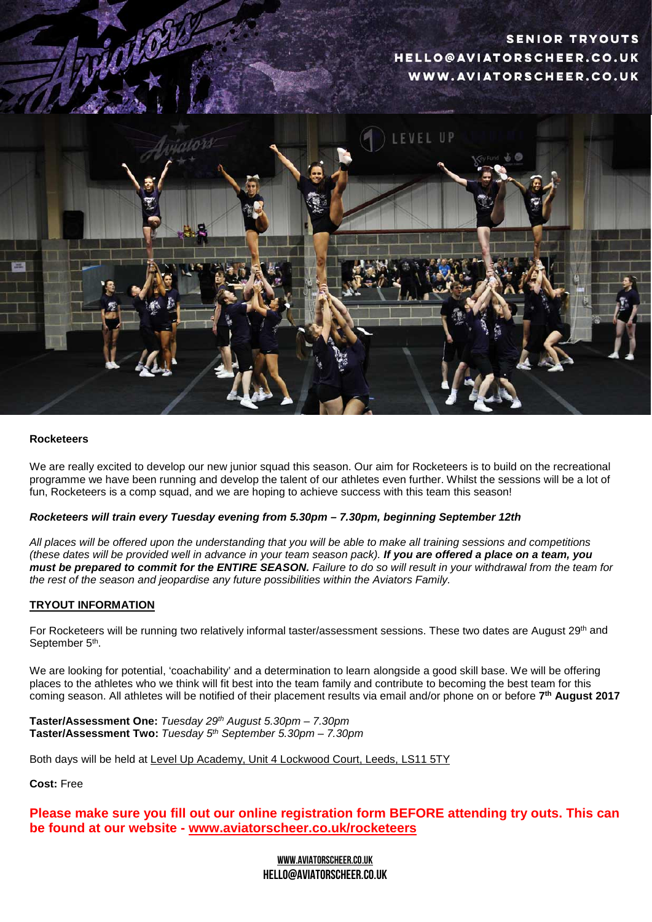SENIOR TRYOUTS
HELLO@AVIATORSCHEER.CO.UK
WWW.AVIATORSCHEER.CO.UK

**Rocketeers**

We are really excited to develop our new junior squad this season. Our aim for Rocketeers is to build on the recreational programme we have been running and develop the talent of our athletes even further. Whilst the sessions will be a lot of fun, Rocketeers is a comp squad, and we are hoping to achieve success with this team this season!

***Rocketeers will train every Tuesday evening from 5.30pm – 7.30pm, beginning September 12th***

*All places will be offered upon the understanding that you will be able to make all training sessions and competitions (these dates will be provided well in advance in your team season pack).* ***If you are offered a place on a team, you must be prepared to commit for the ENTIRE SEASON.*** *Failure to do so will result in your withdrawal from the team for the rest of the season and jeopardise any future possibilities within the Aviators Family.*

**TRYOUT INFORMATION**

For Rocketeers will be running two relatively informal taster/assessment sessions. These two dates are August 29th and September 5th.

We are looking for potential, 'coachability' and a determination to learn alongside a good skill base. We will be offering places to the athletes who we think will fit best into the team family and contribute to becoming the best team for this coming season. All athletes will be notified of their placement results via email and/or phone on or before **7th August 2017**

**Taster/Assessment One:** *Tuesday 29th August 5.30pm – 7.30pm*
**Taster/Assessment Two:** *Tuesday 5th September 5.30pm – 7.30pm*

Both days will be held at Level Up Academy, Unit 4 Lockwood Court, Leeds, LS11 5TY

**Cost:** Free

**Please make sure you fill out our online registration form BEFORE attending try outs. This can be found at our website - www.aviatorscheer.co.uk/rocketeers**

WWW.AVIATORSCHEER.CO.UK
HELLO@AVIATORSCHEER.CO.UK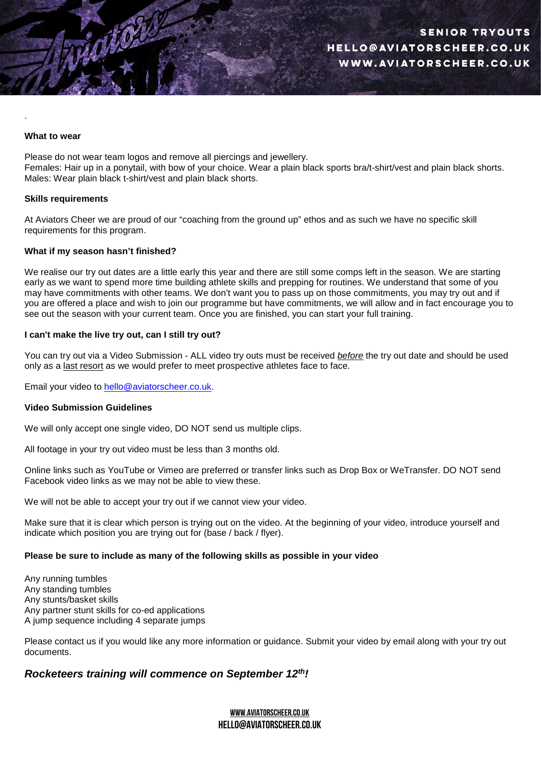.

**What to wear**

Please do not wear team logos and remove all piercings and jewellery.
Females: Hair up in a ponytail, with bow of your choice. Wear a plain black sports bra/t-shirt/vest and plain black shorts.
Males: Wear plain black t-shirt/vest and plain black shorts.

**Skills requirements**

At Aviators Cheer we are proud of our "coaching from the ground up" ethos and as such we have no specific skill requirements for this program.

**What if my season hasn't finished?**

We realise our try out dates are a little early this year and there are still some comps left in the season. We are starting early as we want to spend more time building athlete skills and prepping for routines. We understand that some of you may have commitments with other teams. We don't want you to pass up on those commitments, you may try out and if you are offered a place and wish to join our programme but have commitments, we will allow and in fact encourage you to see out the season with your current team. Once you are finished, you can start your full training.

**I can't make the live try out, can I still try out?**

You can try out via a Video Submission - ALL video try outs must be received *before* the try out date and should be used only as a last resort as we would prefer to meet prospective athletes face to face.

Email your video to hello@aviatorscheer.co.uk.

**Video Submission Guidelines**

We will only accept one single video, DO NOT send us multiple clips.

All footage in your try out video must be less than 3 months old.

Online links such as YouTube or Vimeo are preferred or transfer links such as Drop Box or WeTransfer. DO NOT send Facebook video links as we may not be able to view these.

We will not be able to accept your try out if we cannot view your video.

Make sure that it is clear which person is trying out on the video. At the beginning of your video, introduce yourself and indicate which position you are trying out for (base / back / flyer).

**Please be sure to include as many of the following skills as possible in your video**

Any running tumbles
Any standing tumbles
Any stunts/basket skills
Any partner stunt skills for co-ed applications
A jump sequence including 4 separate jumps

Please contact us if you would like any more information or guidance. Submit your video by email along with your try out documents.

***Rocketeers training will commence on September 12th!***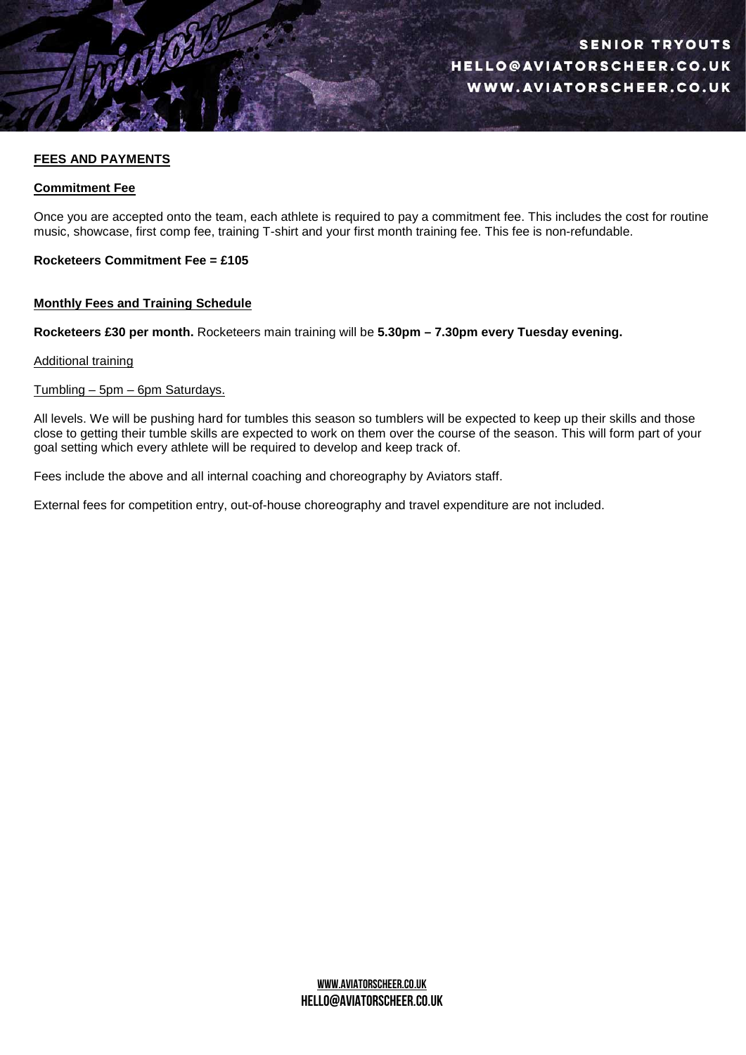## FEES AND PAYMENTS

### Commitment Fee

Once you are accepted onto the team, each athlete is required to pay a commitment fee. This includes the cost for routine music, showcase, first comp fee, training T-shirt and your first month training fee. This fee is non-refundable.

**Rocketeers Commitment Fee = £105**

### Monthly Fees and Training Schedule

**Rocketeers £30 per month.** Rocketeers main training will be **5.30pm – 7.30pm every Tuesday evening.**

Additional training

Tumbling – 5pm – 6pm Saturdays.

All levels. We will be pushing hard for tumbles this season so tumblers will be expected to keep up their skills and those close to getting their tumble skills are expected to work on them over the course of the season. This will form part of your goal setting which every athlete will be required to develop and keep track of.

Fees include the above and all internal coaching and choreography by Aviators staff.

External fees for competition entry, out-of-house choreography and travel expenditure are not included.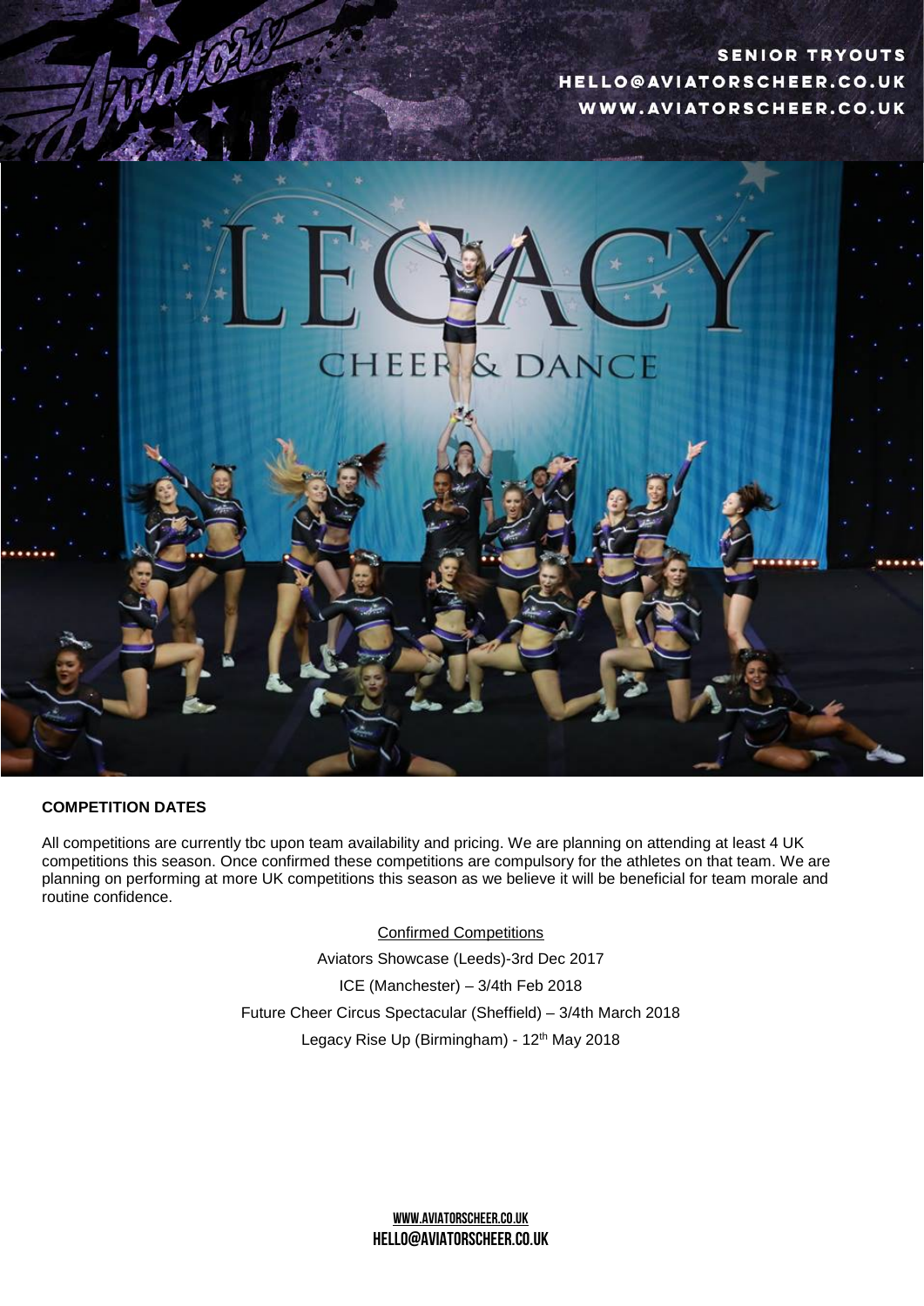**COMPETITION DATES**

All competitions are currently tbc upon team availability and pricing. We are planning on attending at least 4 UK competitions this season. Once confirmed these competitions are compulsory for the athletes on that team. We are planning on performing at more UK competitions this season as we believe it will be beneficial for team morale and routine confidence.

Confirmed Competitions

Aviators Showcase (Leeds)-3rd Dec 2017

ICE (Manchester) – 3/4th Feb 2018

Future Cheer Circus Spectacular (Sheffield) – 3/4th March 2018

Legacy Rise Up (Birmingham) - 12th May 2018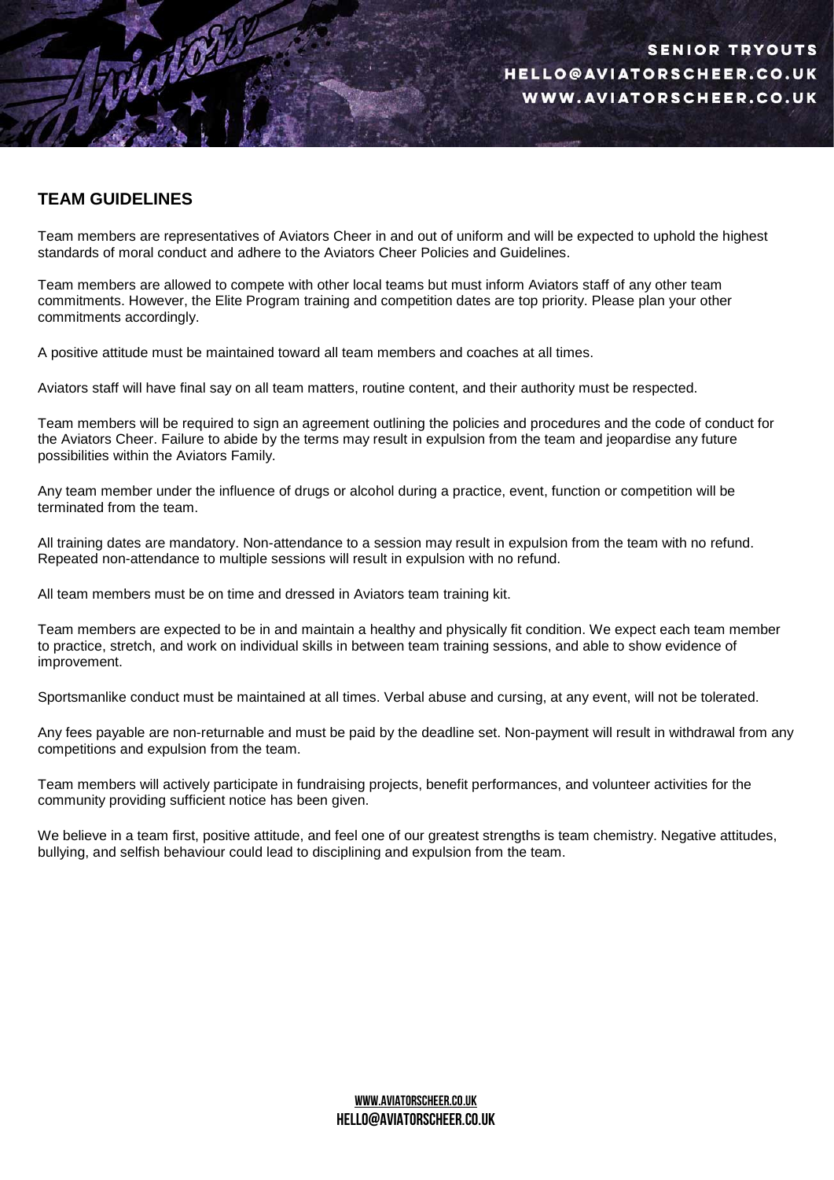## TEAM GUIDELINES

Team members are representatives of Aviators Cheer in and out of uniform and will be expected to uphold the highest standards of moral conduct and adhere to the Aviators Cheer Policies and Guidelines.

Team members are allowed to compete with other local teams but must inform Aviators staff of any other team commitments. However, the Elite Program training and competition dates are top priority. Please plan your other commitments accordingly.

A positive attitude must be maintained toward all team members and coaches at all times.

Aviators staff will have final say on all team matters, routine content, and their authority must be respected.

Team members will be required to sign an agreement outlining the policies and procedures and the code of conduct for the Aviators Cheer. Failure to abide by the terms may result in expulsion from the team and jeopardise any future possibilities within the Aviators Family.

Any team member under the influence of drugs or alcohol during a practice, event, function or competition will be terminated from the team.

All training dates are mandatory. Non-attendance to a session may result in expulsion from the team with no refund. Repeated non-attendance to multiple sessions will result in expulsion with no refund.

All team members must be on time and dressed in Aviators team training kit.

Team members are expected to be in and maintain a healthy and physically fit condition. We expect each team member to practice, stretch, and work on individual skills in between team training sessions, and able to show evidence of improvement.

Sportsmanlike conduct must be maintained at all times. Verbal abuse and cursing, at any event, will not be tolerated.

Any fees payable are non-returnable and must be paid by the deadline set. Non-payment will result in withdrawal from any competitions and expulsion from the team.

Team members will actively participate in fundraising projects, benefit performances, and volunteer activities for the community providing sufficient notice has been given.

We believe in a team first, positive attitude, and feel one of our greatest strengths is team chemistry. Negative attitudes, bullying, and selfish behaviour could lead to disciplining and expulsion from the team.